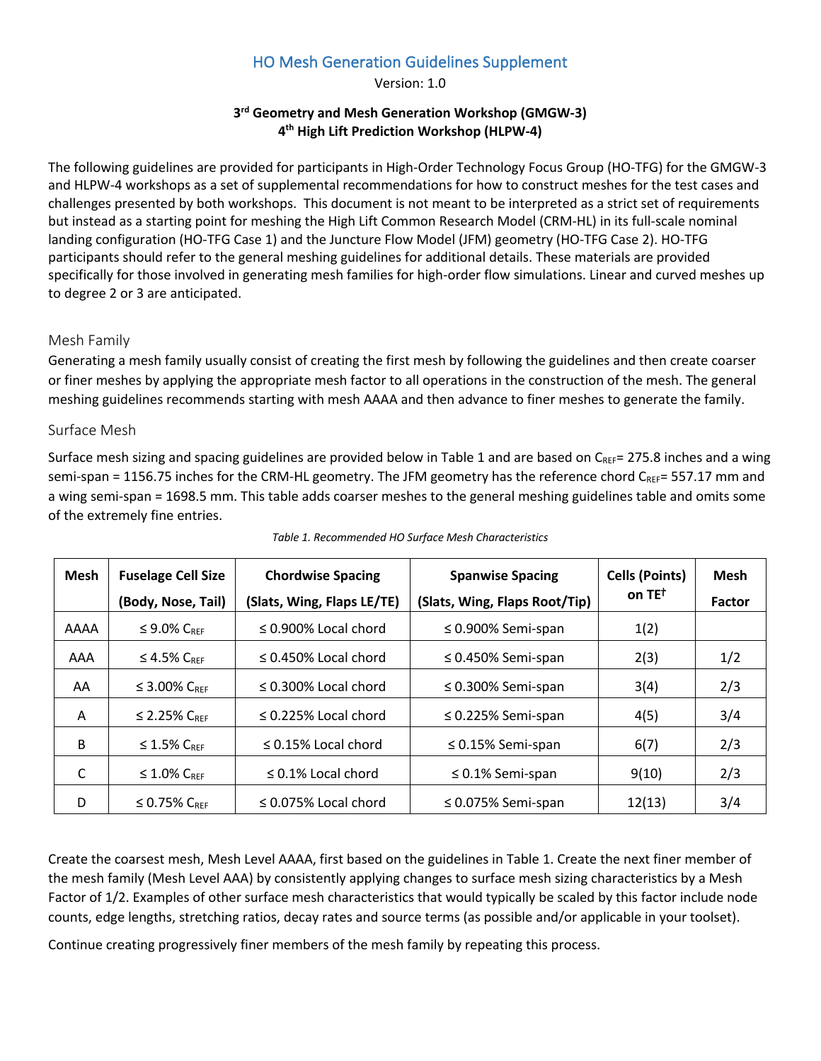# HO Mesh Generation Guidelines Supplement

Version: 1.0

**3rd Geometry and Mesh Generation Workshop (GMGW-3)**
**4th High Lift Prediction Workshop (HLPW-4)**

The following guidelines are provided for participants in High-Order Technology Focus Group (HO-TFG) for the GMGW-3 and HLPW-4 workshops as a set of supplemental recommendations for how to construct meshes for the test cases and challenges presented by both workshops. This document is not meant to be interpreted as a strict set of requirements but instead as a starting point for meshing the High Lift Common Research Model (CRM-HL) in its full-scale nominal landing configuration (HO-TFG Case 1) and the Juncture Flow Model (JFM) geometry (HO-TFG Case 2). HO-TFG participants should refer to the general meshing guidelines for additional details. These materials are provided specifically for those involved in generating mesh families for high-order flow simulations. Linear and curved meshes up to degree 2 or 3 are anticipated.

## Mesh Family

Generating a mesh family usually consist of creating the first mesh by following the guidelines and then create coarser or finer meshes by applying the appropriate mesh factor to all operations in the construction of the mesh. The general meshing guidelines recommends starting with mesh AAAA and then advance to finer meshes to generate the family.

## Surface Mesh

Surface mesh sizing and spacing guidelines are provided below in Table 1 and are based on $C_{REF}$= 275.8 inches and a wing semi-span = 1156.75 inches for the CRM-HL geometry. The JFM geometry has the reference chord $C_{REF}$= 557.17 mm and a wing semi-span = 1698.5 mm. This table adds coarser meshes to the general meshing guidelines table and omits some of the extremely fine entries.

*Table 1. Recommended HO Surface Mesh Characteristics*

| Mesh | Fuselage Cell Size (Body, Nose, Tail) | Chordwise Spacing (Slats, Wing, Flaps LE/TE) | Spanwise Spacing (Slats, Wing, Flaps Root/Tip) | Cells (Points) on TE† | Mesh Factor |
|---|---|---|---|---|---|
| AAAA | ≤ 9.0% $C_{REF}$ | ≤ 0.900% Local chord | ≤ 0.900% Semi-span | 1(2) | |
| AAA | ≤ 4.5% $C_{REF}$ | ≤ 0.450% Local chord | ≤ 0.450% Semi-span | 2(3) | 1/2 |
| AA | ≤ 3.00% $C_{REF}$ | ≤ 0.300% Local chord | ≤ 0.300% Semi-span | 3(4) | 2/3 |
| A | ≤ 2.25% $C_{REF}$ | ≤ 0.225% Local chord | ≤ 0.225% Semi-span | 4(5) | 3/4 |
| B | ≤ 1.5% $C_{REF}$ | ≤ 0.15% Local chord | ≤ 0.15% Semi-span | 6(7) | 2/3 |
| C | ≤ 1.0% $C_{REF}$ | ≤ 0.1% Local chord | ≤ 0.1% Semi-span | 9(10) | 2/3 |
| D | ≤ 0.75% $C_{REF}$ | ≤ 0.075% Local chord | ≤ 0.075% Semi-span | 12(13) | 3/4 |

Create the coarsest mesh, Mesh Level AAAA, first based on the guidelines in Table 1. Create the next finer member of the mesh family (Mesh Level AAA) by consistently applying changes to surface mesh sizing characteristics by a Mesh Factor of 1/2. Examples of other surface mesh characteristics that would typically be scaled by this factor include node counts, edge lengths, stretching ratios, decay rates and source terms (as possible and/or applicable in your toolset).

Continue creating progressively finer members of the mesh family by repeating this process.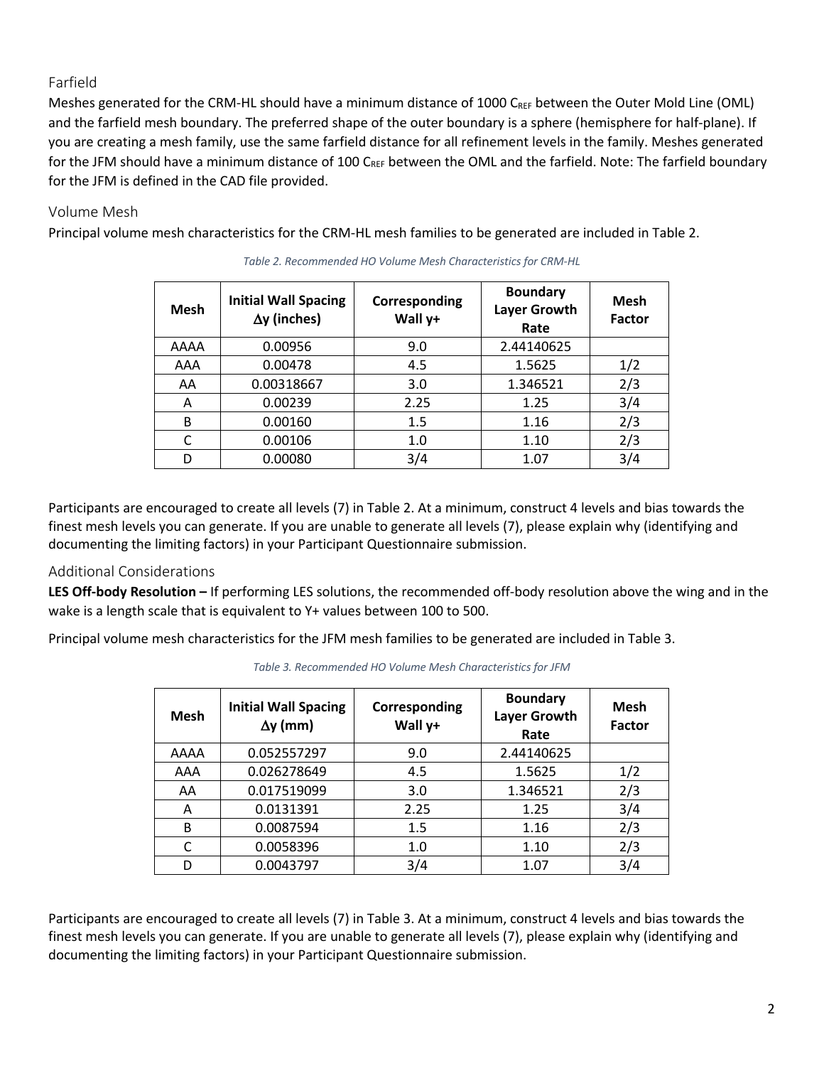## Farfield

Meshes generated for the CRM-HL should have a minimum distance of 1000 $C_{REF}$ between the Outer Mold Line (OML) and the farfield mesh boundary. The preferred shape of the outer boundary is a sphere (hemisphere for half-plane). If you are creating a mesh family, use the same farfield distance for all refinement levels in the family. Meshes generated for the JFM should have a minimum distance of 100 $C_{REF}$ between the OML and the farfield. Note: The farfield boundary for the JFM is defined in the CAD file provided.

## Volume Mesh

Principal volume mesh characteristics for the CRM-HL mesh families to be generated are included in Table 2.

*Table 2. Recommended HO Volume Mesh Characteristics for CRM-HL*

| Mesh | Initial Wall Spacing $\Delta$y (inches) | Corresponding Wall y+ | Boundary Layer Growth Rate | Mesh Factor |
|---|---|---|---|---|
| AAAA | 0.00956 | 9.0 | 2.44140625 | |
| AAA | 0.00478 | 4.5 | 1.5625 | 1/2 |
| AA | 0.00318667 | 3.0 | 1.346521 | 2/3 |
| A | 0.00239 | 2.25 | 1.25 | 3/4 |
| B | 0.00160 | 1.5 | 1.16 | 2/3 |
| C | 0.00106 | 1.0 | 1.10 | 2/3 |
| D | 0.00080 | 3/4 | 1.07 | 3/4 |

Participants are encouraged to create all levels (7) in Table 2. At a minimum, construct 4 levels and bias towards the finest mesh levels you can generate. If you are unable to generate all levels (7), please explain why (identifying and documenting the limiting factors) in your Participant Questionnaire submission.

## Additional Considerations

**LES Off-body Resolution –** If performing LES solutions, the recommended off-body resolution above the wing and in the wake is a length scale that is equivalent to Y+ values between 100 to 500.

Principal volume mesh characteristics for the JFM mesh families to be generated are included in Table 3.

*Table 3. Recommended HO Volume Mesh Characteristics for JFM*

| Mesh | Initial Wall Spacing $\Delta$y (mm) | Corresponding Wall y+ | Boundary Layer Growth Rate | Mesh Factor |
|---|---|---|---|---|
| AAAA | 0.052557297 | 9.0 | 2.44140625 | |
| AAA | 0.026278649 | 4.5 | 1.5625 | 1/2 |
| AA | 0.017519099 | 3.0 | 1.346521 | 2/3 |
| A | 0.0131391 | 2.25 | 1.25 | 3/4 |
| B | 0.0087594 | 1.5 | 1.16 | 2/3 |
| C | 0.0058396 | 1.0 | 1.10 | 2/3 |
| D | 0.0043797 | 3/4 | 1.07 | 3/4 |

Participants are encouraged to create all levels (7) in Table 3. At a minimum, construct 4 levels and bias towards the finest mesh levels you can generate. If you are unable to generate all levels (7), please explain why (identifying and documenting the limiting factors) in your Participant Questionnaire submission.